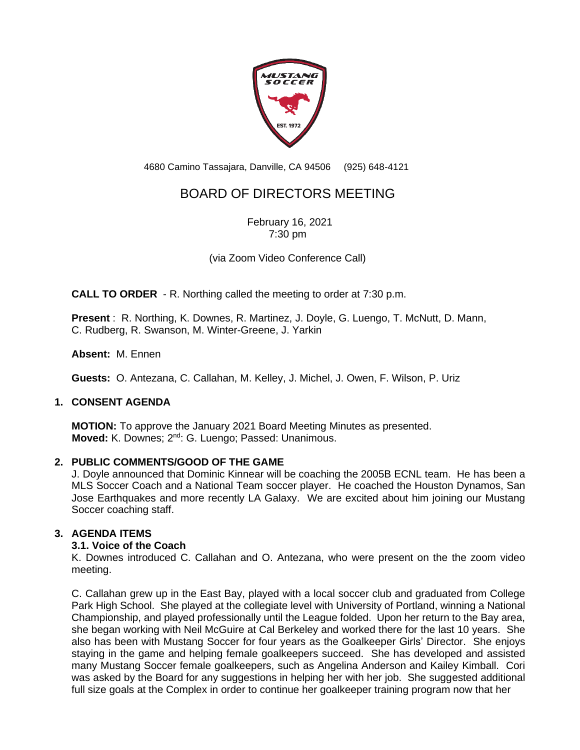4680 Camino Tassajara, Danville, CA 94506 (925) 648-4121

# BOARD OF DIRECTORS MEETING

February 16, 2021
7:30 pm

(via Zoom Video Conference Call)

**CALL TO ORDER** - R. Northing called the meeting to order at 7:30 p.m.

**Present** : R. Northing, K. Downes, R. Martinez, J. Doyle, G. Luengo, T. McNutt, D. Mann, C. Rudberg, R. Swanson, M. Winter-Greene, J. Yarkin

**Absent:** M. Ennen

**Guests:** O. Antezana, C. Callahan, M. Kelley, J. Michel, J. Owen, F. Wilson, P. Uriz

## 1. CONSENT AGENDA

**MOTION:** To approve the January 2021 Board Meeting Minutes as presented.
**Moved:** K. Downes; 2nd: G. Luengo; Passed: Unanimous.

## 2. PUBLIC COMMENTS/GOOD OF THE GAME

J. Doyle announced that Dominic Kinnear will be coaching the 2005B ECNL team. He has been a MLS Soccer Coach and a National Team soccer player. He coached the Houston Dynamos, San Jose Earthquakes and more recently LA Galaxy. We are excited about him joining our Mustang Soccer coaching staff.

## 3. AGENDA ITEMS

### 3.1. Voice of the Coach

K. Downes introduced C. Callahan and O. Antezana, who were present on the the zoom video meeting.

C. Callahan grew up in the East Bay, played with a local soccer club and graduated from College Park High School. She played at the collegiate level with University of Portland, winning a National Championship, and played professionally until the League folded. Upon her return to the Bay area, she began working with Neil McGuire at Cal Berkeley and worked there for the last 10 years. She also has been with Mustang Soccer for four years as the Goalkeeper Girls' Director. She enjoys staying in the game and helping female goalkeepers succeed. She has developed and assisted many Mustang Soccer female goalkeepers, such as Angelina Anderson and Kailey Kimball. Cori was asked by the Board for any suggestions in helping her with her job. She suggested additional full size goals at the Complex in order to continue her goalkeeper training program now that her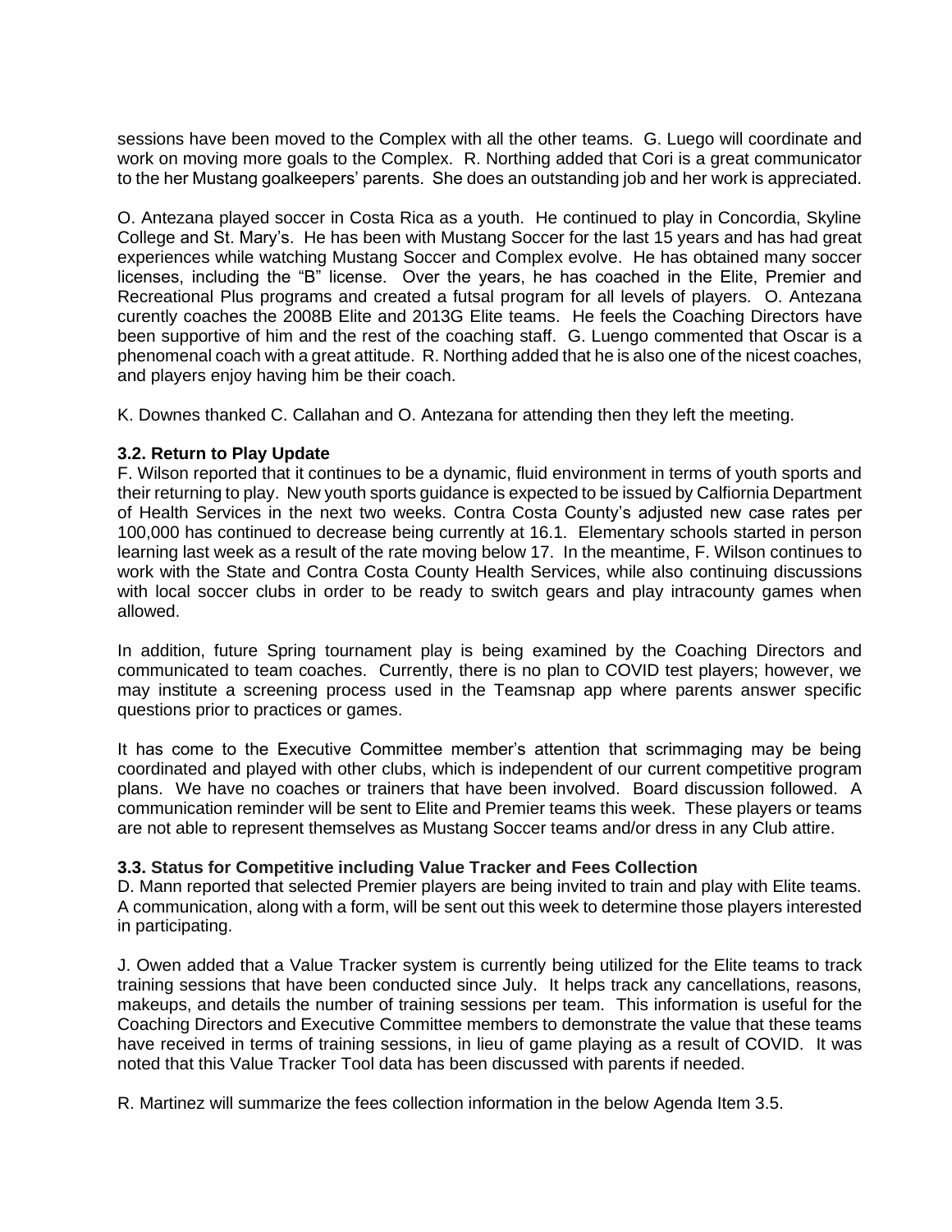sessions have been moved to the Complex with all the other teams. G. Luego will coordinate and work on moving more goals to the Complex. R. Northing added that Cori is a great communicator to the her Mustang goalkeepers' parents. She does an outstanding job and her work is appreciated.

O. Antezana played soccer in Costa Rica as a youth. He continued to play in Concordia, Skyline College and St. Mary's. He has been with Mustang Soccer for the last 15 years and has had great experiences while watching Mustang Soccer and Complex evolve. He has obtained many soccer licenses, including the "B" license. Over the years, he has coached in the Elite, Premier and Recreational Plus programs and created a futsal program for all levels of players. O. Antezana curently coaches the 2008B Elite and 2013G Elite teams. He feels the Coaching Directors have been supportive of him and the rest of the coaching staff. G. Luengo commented that Oscar is a phenomenal coach with a great attitude. R. Northing added that he is also one of the nicest coaches, and players enjoy having him be their coach.

K. Downes thanked C. Callahan and O. Antezana for attending then they left the meeting.

**3.2. Return to Play Update**

F. Wilson reported that it continues to be a dynamic, fluid environment in terms of youth sports and their returning to play. New youth sports guidance is expected to be issued by Calfiornia Department of Health Services in the next two weeks. Contra Costa County's adjusted new case rates per 100,000 has continued to decrease being currently at 16.1. Elementary schools started in person learning last week as a result of the rate moving below 17. In the meantime, F. Wilson continues to work with the State and Contra Costa County Health Services, while also continuing discussions with local soccer clubs in order to be ready to switch gears and play intracounty games when allowed.

In addition, future Spring tournament play is being examined by the Coaching Directors and communicated to team coaches. Currently, there is no plan to COVID test players; however, we may institute a screening process used in the Teamsnap app where parents answer specific questions prior to practices or games.

It has come to the Executive Committee member's attention that scrimmaging may be being coordinated and played with other clubs, which is independent of our current competitive program plans. We have no coaches or trainers that have been involved. Board discussion followed. A communication reminder will be sent to Elite and Premier teams this week. These players or teams are not able to represent themselves as Mustang Soccer teams and/or dress in any Club attire.

**3.3. Status for Competitive including Value Tracker and Fees Collection**

D. Mann reported that selected Premier players are being invited to train and play with Elite teams. A communication, along with a form, will be sent out this week to determine those players interested in participating.

J. Owen added that a Value Tracker system is currently being utilized for the Elite teams to track training sessions that have been conducted since July. It helps track any cancellations, reasons, makeups, and details the number of training sessions per team. This information is useful for the Coaching Directors and Executive Committee members to demonstrate the value that these teams have received in terms of training sessions, in lieu of game playing as a result of COVID. It was noted that this Value Tracker Tool data has been discussed with parents if needed.

R. Martinez will summarize the fees collection information in the below Agenda Item 3.5.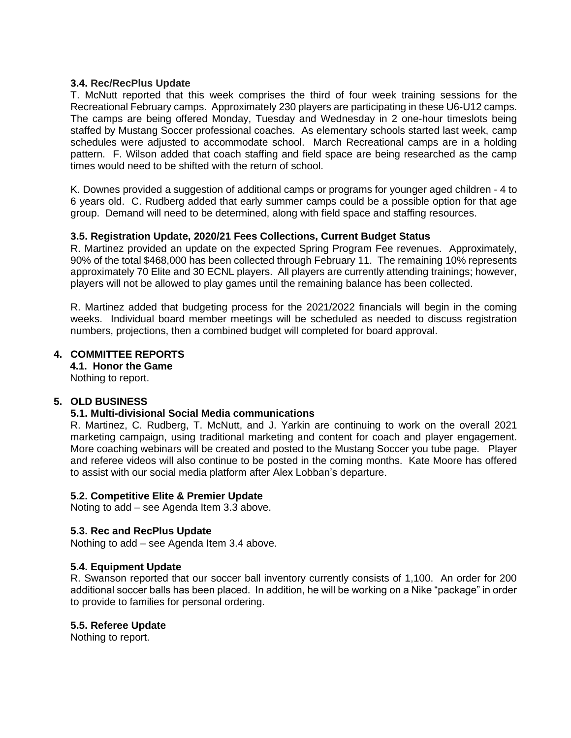### 3.4. Rec/RecPlus Update

T. McNutt reported that this week comprises the third of four week training sessions for the Recreational February camps. Approximately 230 players are participating in these U6-U12 camps. The camps are being offered Monday, Tuesday and Wednesday in 2 one-hour timeslots being staffed by Mustang Soccer professional coaches. As elementary schools started last week, camp schedules were adjusted to accommodate school. March Recreational camps are in a holding pattern. F. Wilson added that coach staffing and field space are being researched as the camp times would need to be shifted with the return of school.

K. Downes provided a suggestion of additional camps or programs for younger aged children - 4 to 6 years old. C. Rudberg added that early summer camps could be a possible option for that age group. Demand will need to be determined, along with field space and staffing resources.

### 3.5. Registration Update, 2020/21 Fees Collections, Current Budget Status

R. Martinez provided an update on the expected Spring Program Fee revenues. Approximately, 90% of the total $468,000 has been collected through February 11. The remaining 10% represents approximately 70 Elite and 30 ECNL players. All players are currently attending trainings; however, players will not be allowed to play games until the remaining balance has been collected.

R. Martinez added that budgeting process for the 2021/2022 financials will begin in the coming weeks. Individual board member meetings will be scheduled as needed to discuss registration numbers, projections, then a combined budget will completed for board approval.

## 4. COMMITTEE REPORTS

### 4.1. Honor the Game

Nothing to report.

## 5. OLD BUSINESS

### 5.1. Multi-divisional Social Media communications

R. Martinez, C. Rudberg, T. McNutt, and J. Yarkin are continuing to work on the overall 2021 marketing campaign, using traditional marketing and content for coach and player engagement. More coaching webinars will be created and posted to the Mustang Soccer you tube page. Player and referee videos will also continue to be posted in the coming months. Kate Moore has offered to assist with our social media platform after Alex Lobban's departure.

### 5.2. Competitive Elite & Premier Update

Noting to add – see Agenda Item 3.3 above.

### 5.3. Rec and RecPlus Update

Nothing to add – see Agenda Item 3.4 above.

### 5.4. Equipment Update

R. Swanson reported that our soccer ball inventory currently consists of 1,100. An order for 200 additional soccer balls has been placed. In addition, he will be working on a Nike "package" in order to provide to families for personal ordering.

### 5.5. Referee Update

Nothing to report.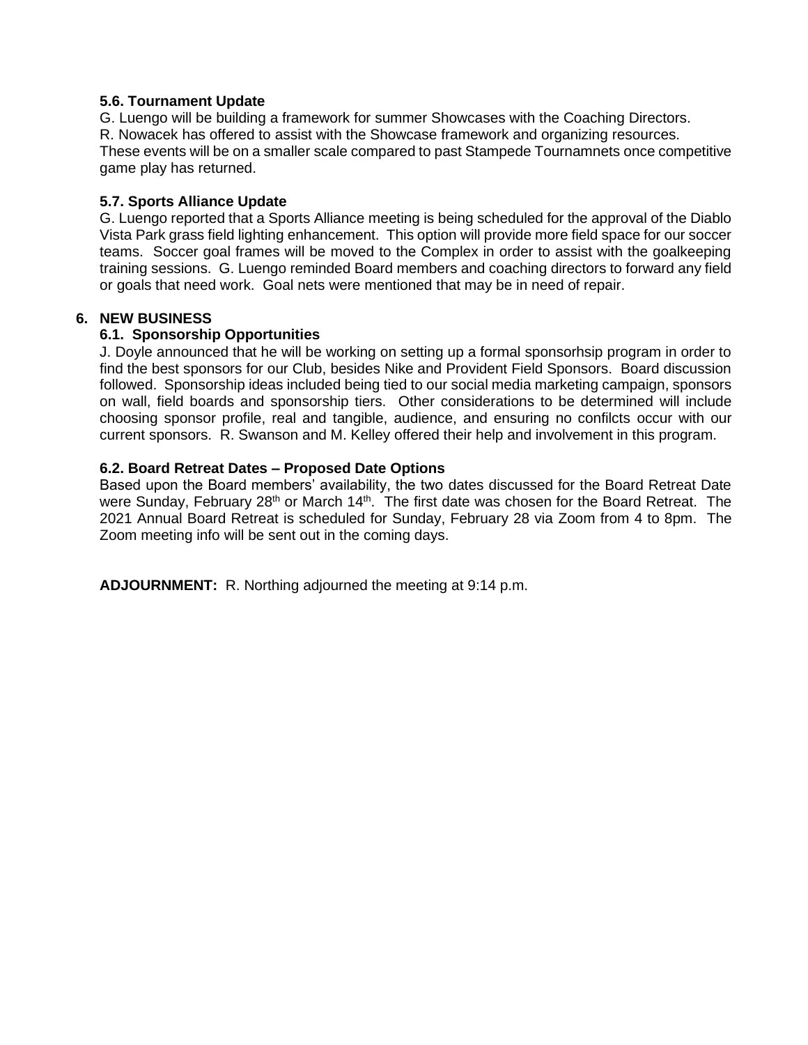### 5.6. Tournament Update

G. Luengo will be building a framework for summer Showcases with the Coaching Directors.
R. Nowacek has offered to assist with the Showcase framework and organizing resources.
These events will be on a smaller scale compared to past Stampede Tournamnets once competitive game play has returned.

### 5.7. Sports Alliance Update

G. Luengo reported that a Sports Alliance meeting is being scheduled for the approval of the Diablo Vista Park grass field lighting enhancement. This option will provide more field space for our soccer teams. Soccer goal frames will be moved to the Complex in order to assist with the goalkeeping training sessions. G. Luengo reminded Board members and coaching directors to forward any field or goals that need work. Goal nets were mentioned that may be in need of repair.

## 6. NEW BUSINESS

### 6.1. Sponsorship Opportunities

J. Doyle announced that he will be working on setting up a formal sponsorhsip program in order to find the best sponsors for our Club, besides Nike and Provident Field Sponsors. Board discussion followed. Sponsorship ideas included being tied to our social media marketing campaign, sponsors on wall, field boards and sponsorship tiers. Other considerations to be determined will include choosing sponsor profile, real and tangible, audience, and ensuring no confilcts occur with our current sponsors. R. Swanson and M. Kelley offered their help and involvement in this program.

### 6.2. Board Retreat Dates – Proposed Date Options

Based upon the Board members' availability, the two dates discussed for the Board Retreat Date were Sunday, February 28th or March 14th. The first date was chosen for the Board Retreat. The 2021 Annual Board Retreat is scheduled for Sunday, February 28 via Zoom from 4 to 8pm. The Zoom meeting info will be sent out in the coming days.

**ADJOURNMENT:** R. Northing adjourned the meeting at 9:14 p.m.